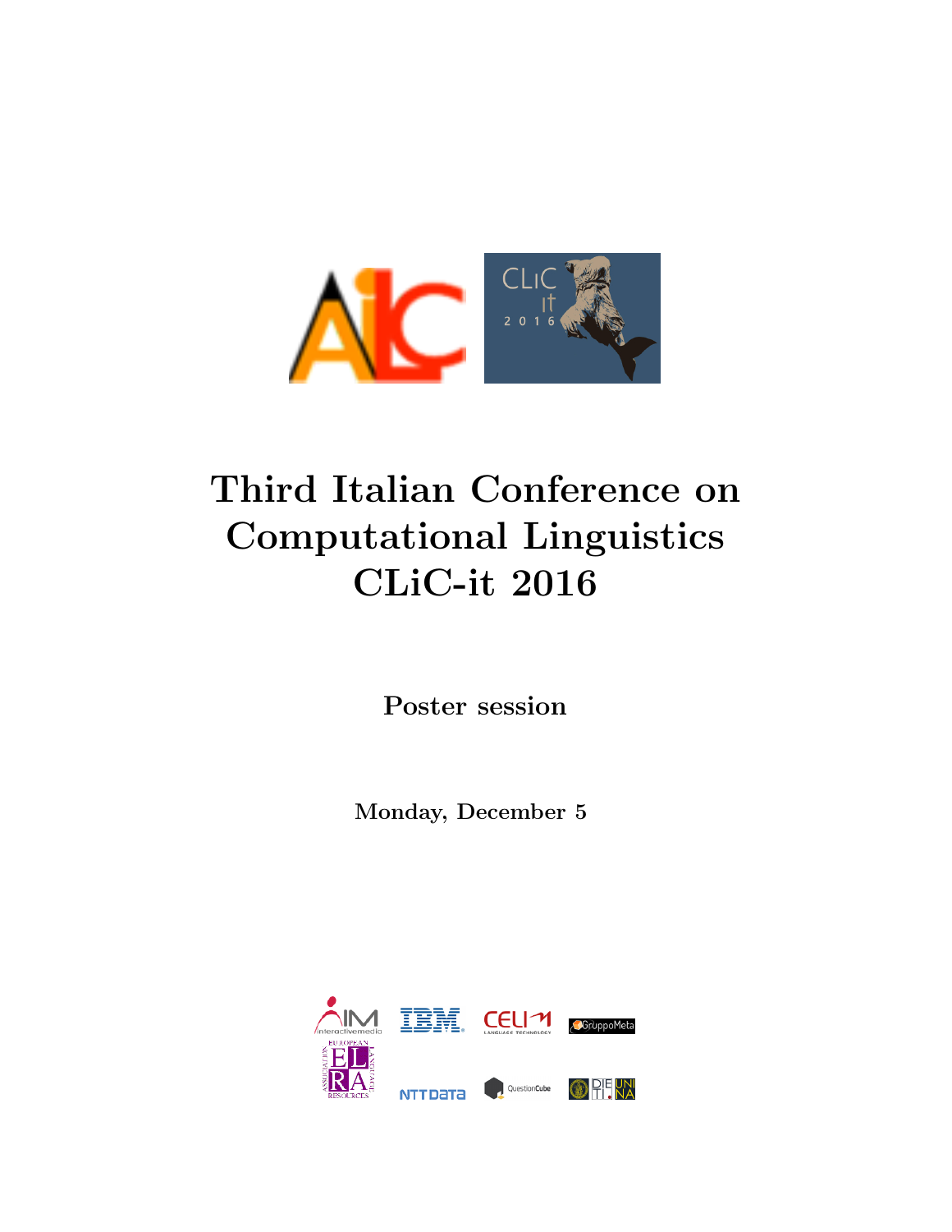# Third Italian Conference on Computational Linguistics CLiC-it 2016

## Poster session

**Monday, December 5**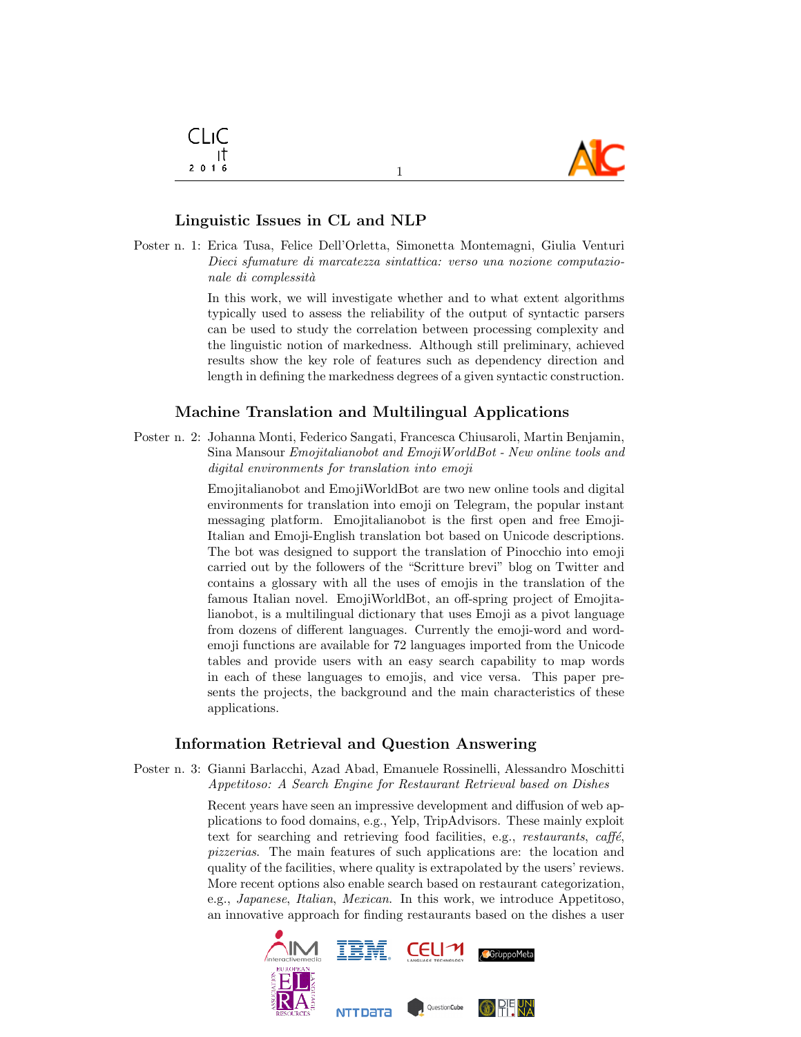## Linguistic Issues in CL and NLP

Poster n. 1: Erica Tusa, Felice Dell'Orletta, Simonetta Montemagni, Giulia Venturi
*Dieci sfumature di marcatezza sintattica: verso una nozione computazionale di complessità*

In this work, we will investigate whether and to what extent algorithms typically used to assess the reliability of the output of syntactic parsers can be used to study the correlation between processing complexity and the linguistic notion of markedness. Although still preliminary, achieved results show the key role of features such as dependency direction and length in defining the markedness degrees of a given syntactic construction.

## Machine Translation and Multilingual Applications

Poster n. 2: Johanna Monti, Federico Sangati, Francesca Chiusaroli, Martin Benjamin, Sina Mansour *Emojitalianobot and EmojiWorldBot - New online tools and digital environments for translation into emoji*

Emojitalianobot and EmojiWorldBot are two new online tools and digital environments for translation into emoji on Telegram, the popular instant messaging platform. Emojitalianobot is the first open and free Emoji-Italian and Emoji-English translation bot based on Unicode descriptions. The bot was designed to support the translation of Pinocchio into emoji carried out by the followers of the "Scritture brevi" blog on Twitter and contains a glossary with all the uses of emojis in the translation of the famous Italian novel. EmojiWorldBot, an off-spring project of Emojitalianobot, is a multilingual dictionary that uses Emoji as a pivot language from dozens of different languages. Currently the emoji-word and word-emoji functions are available for 72 languages imported from the Unicode tables and provide users with an easy search capability to map words in each of these languages to emojis, and vice versa. This paper presents the projects, the background and the main characteristics of these applications.

## Information Retrieval and Question Answering

Poster n. 3: Gianni Barlacchi, Azad Abad, Emanuele Rossinelli, Alessandro Moschitti
*Appetitoso: A Search Engine for Restaurant Retrieval based on Dishes*

Recent years have seen an impressive development and diffusion of web applications to food domains, e.g., Yelp, TripAdvisors. These mainly exploit text for searching and retrieving food facilities, e.g., *restaurants*, *caffé*, *pizzerias*. The main features of such applications are: the location and quality of the facilities, where quality is extrapolated by the users' reviews. More recent options also enable search based on restaurant categorization, e.g., *Japanese*, *Italian*, *Mexican*. In this work, we introduce Appetitoso, an innovative approach for finding restaurants based on the dishes a user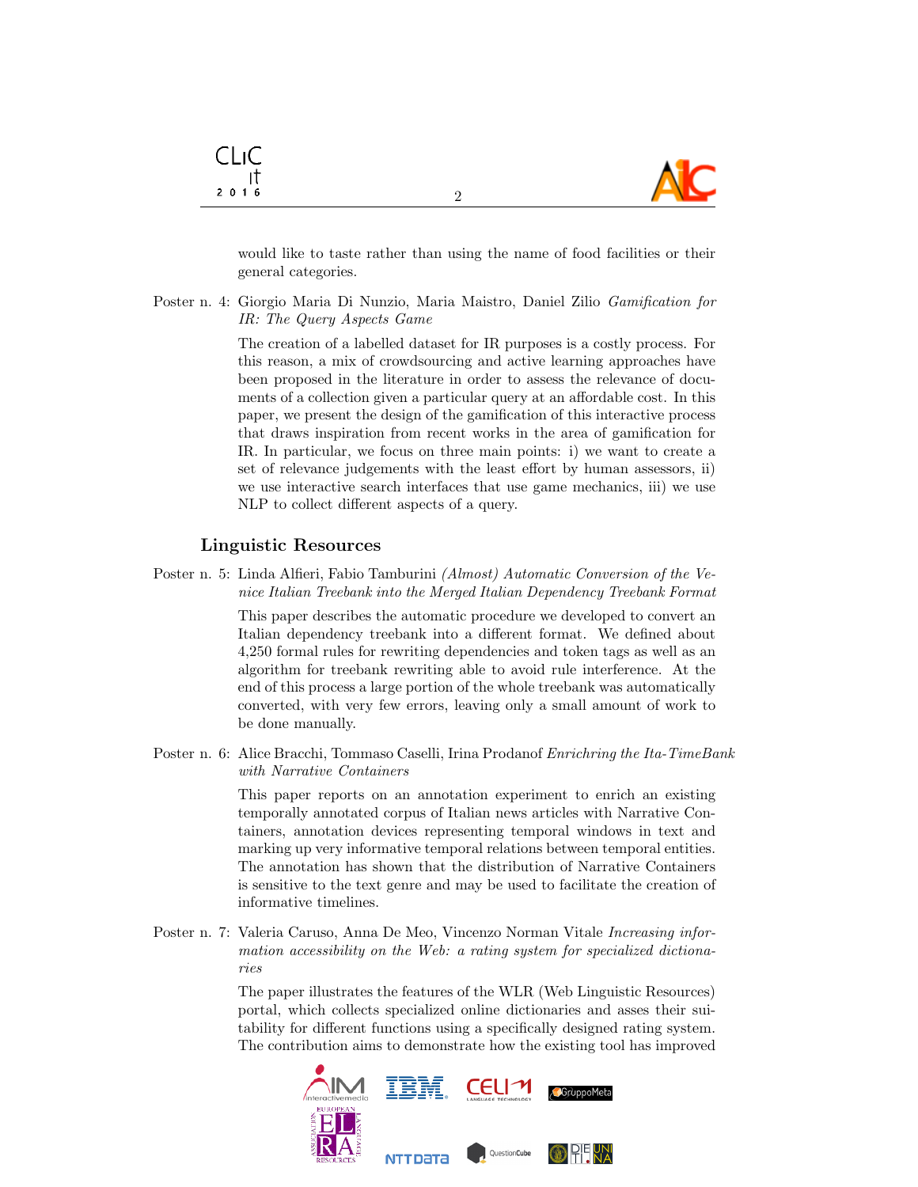would like to taste rather than using the name of food facilities or their general categories.

Poster n. 4: Giorgio Maria Di Nunzio, Maria Maistro, Daniel Zilio *Gamification for IR: The Query Aspects Game*

The creation of a labelled dataset for IR purposes is a costly process. For this reason, a mix of crowdsourcing and active learning approaches have been proposed in the literature in order to assess the relevance of documents of a collection given a particular query at an affordable cost. In this paper, we present the design of the gamification of this interactive process that draws inspiration from recent works in the area of gamification for IR. In particular, we focus on three main points: i) we want to create a set of relevance judgements with the least effort by human assessors, ii) we use interactive search interfaces that use game mechanics, iii) we use NLP to collect different aspects of a query.

## Linguistic Resources

Poster n. 5: Linda Alfieri, Fabio Tamburini *(Almost) Automatic Conversion of the Venice Italian Treebank into the Merged Italian Dependency Treebank Format*

This paper describes the automatic procedure we developed to convert an Italian dependency treebank into a different format. We defined about 4,250 formal rules for rewriting dependencies and token tags as well as an algorithm for treebank rewriting able to avoid rule interference. At the end of this process a large portion of the whole treebank was automatically converted, with very few errors, leaving only a small amount of work to be done manually.

Poster n. 6: Alice Bracchi, Tommaso Caselli, Irina Prodanof *Enrichring the Ita-TimeBank with Narrative Containers*

This paper reports on an annotation experiment to enrich an existing temporally annotated corpus of Italian news articles with Narrative Containers, annotation devices representing temporal windows in text and marking up very informative temporal relations between temporal entities. The annotation has shown that the distribution of Narrative Containers is sensitive to the text genre and may be used to facilitate the creation of informative timelines.

Poster n. 7: Valeria Caruso, Anna De Meo, Vincenzo Norman Vitale *Increasing information accessibility on the Web: a rating system for specialized dictionaries*

The paper illustrates the features of the WLR (Web Linguistic Resources) portal, which collects specialized online dictionaries and asses their suitability for different functions using a specifically designed rating system. The contribution aims to demonstrate how the existing tool has improved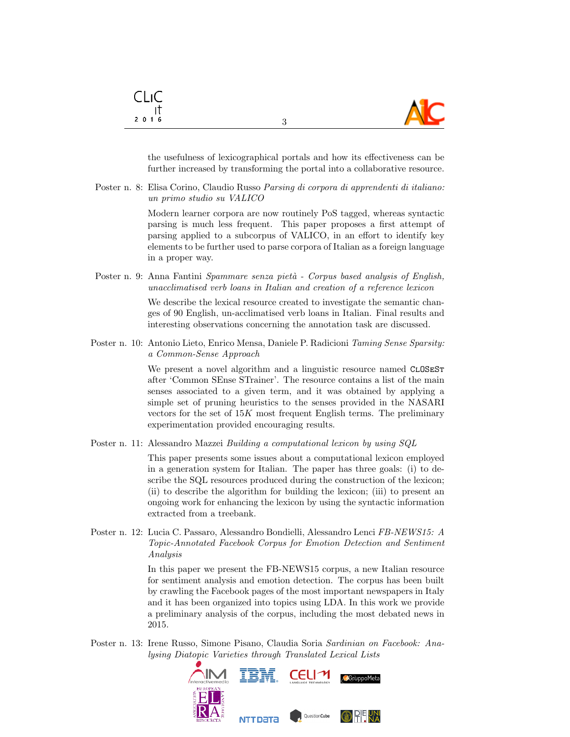the usefulness of lexicographical portals and how its effectiveness can be further increased by transforming the portal into a collaborative resource.

Poster n. 8: Elisa Corino, Claudio Russo *Parsing di corpora di apprendenti di italiano: un primo studio su VALICO*

Modern learner corpora are now routinely PoS tagged, whereas syntactic parsing is much less frequent. This paper proposes a first attempt of parsing applied to a subcorpus of VALICO, in an effort to identify key elements to be further used to parse corpora of Italian as a foreign language in a proper way.

Poster n. 9: Anna Fantini *Spammare senza pietà - Corpus based analysis of English, unacclimatised verb loans in Italian and creation of a reference lexicon*

We describe the lexical resource created to investigate the semantic changes of 90 English, un-acclimatised verb loans in Italian. Final results and interesting observations concerning the annotation task are discussed.

Poster n. 10: Antonio Lieto, Enrico Mensa, Daniele P. Radicioni *Taming Sense Sparsity: a Common-Sense Approach*

We present a novel algorithm and a linguistic resource named CLOSEST after 'Common SEnse STrainer'. The resource contains a list of the main senses associated to a given term, and it was obtained by applying a simple set of pruning heuristics to the senses provided in the NASARI vectors for the set of $15K$ most frequent English terms. The preliminary experimentation provided encouraging results.

Poster n. 11: Alessandro Mazzei *Building a computational lexicon by using SQL*

This paper presents some issues about a computational lexicon employed in a generation system for Italian. The paper has three goals: (i) to describe the SQL resources produced during the construction of the lexicon; (ii) to describe the algorithm for building the lexicon; (iii) to present an ongoing work for enhancing the lexicon by using the syntactic information extracted from a treebank.

Poster n. 12: Lucia C. Passaro, Alessandro Bondielli, Alessandro Lenci *FB-NEWS15: A Topic-Annotated Facebook Corpus for Emotion Detection and Sentiment Analysis*

In this paper we present the FB-NEWS15 corpus, a new Italian resource for sentiment analysis and emotion detection. The corpus has been built by crawling the Facebook pages of the most important newspapers in Italy and it has been organized into topics using LDA. In this work we provide a preliminary analysis of the corpus, including the most debated news in 2015.

Poster n. 13: Irene Russo, Simone Pisano, Claudia Soria *Sardinian on Facebook: Analysing Diatopic Varieties through Translated Lexical Lists*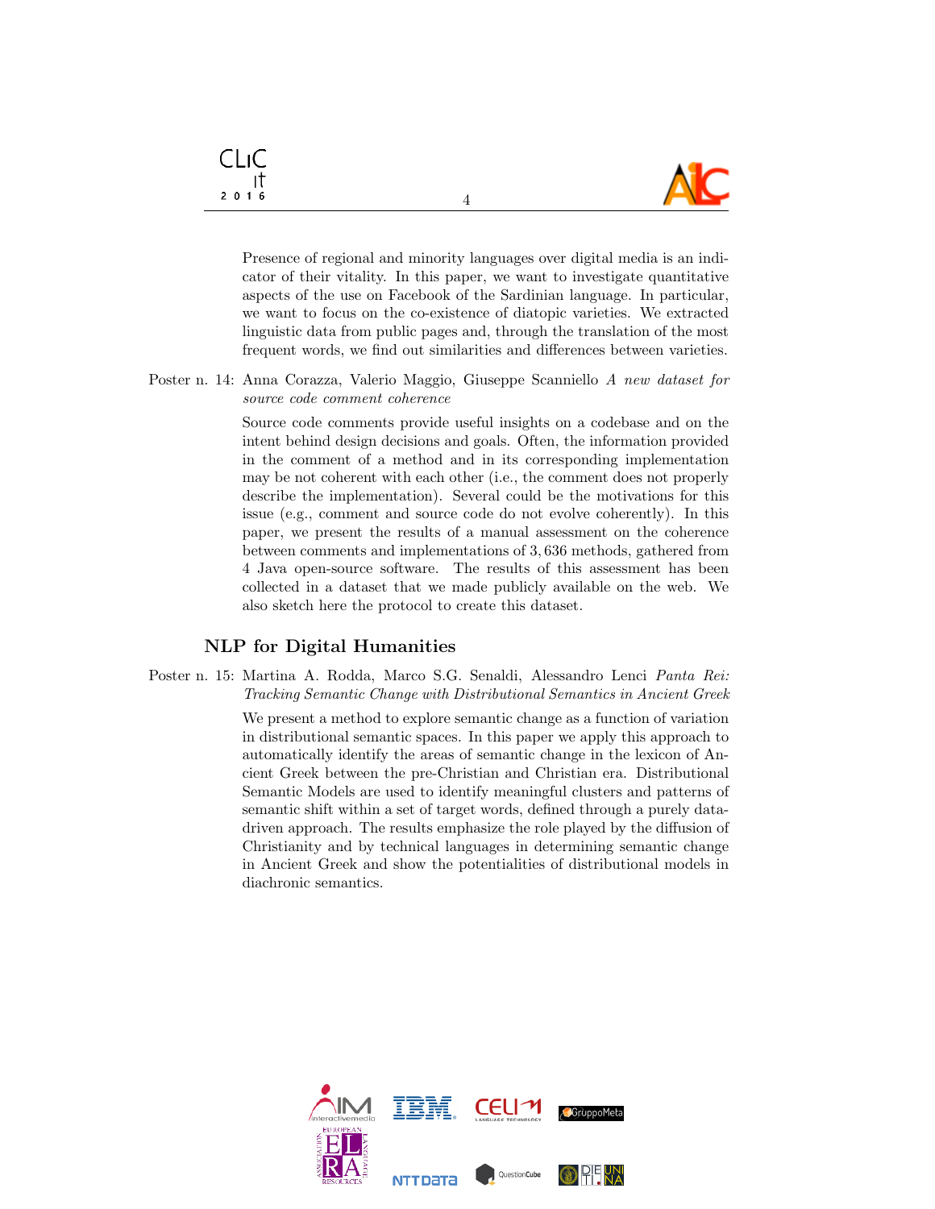Presence of regional and minority languages over digital media is an indicator of their vitality. In this paper, we want to investigate quantitative aspects of the use on Facebook of the Sardinian language. In particular, we want to focus on the co-existence of diatopic varieties. We extracted linguistic data from public pages and, through the translation of the most frequent words, we find out similarities and differences between varieties.

Poster n. 14: Anna Corazza, Valerio Maggio, Giuseppe Scanniello *A new dataset for source code comment coherence*

Source code comments provide useful insights on a codebase and on the intent behind design decisions and goals. Often, the information provided in the comment of a method and in its corresponding implementation may be not coherent with each other (i.e., the comment does not properly describe the implementation). Several could be the motivations for this issue (e.g., comment and source code do not evolve coherently). In this paper, we present the results of a manual assessment on the coherence between comments and implementations of 3,636 methods, gathered from 4 Java open-source software. The results of this assessment has been collected in a dataset that we made publicly available on the web. We also sketch here the protocol to create this dataset.

## NLP for Digital Humanities

Poster n. 15: Martina A. Rodda, Marco S.G. Senaldi, Alessandro Lenci *Panta Rei: Tracking Semantic Change with Distributional Semantics in Ancient Greek*

We present a method to explore semantic change as a function of variation in distributional semantic spaces. In this paper we apply this approach to automatically identify the areas of semantic change in the lexicon of Ancient Greek between the pre-Christian and Christian era. Distributional Semantic Models are used to identify meaningful clusters and patterns of semantic shift within a set of target words, defined through a purely data-driven approach. The results emphasize the role played by the diffusion of Christianity and by technical languages in determining semantic change in Ancient Greek and show the potentialities of distributional models in diachronic semantics.